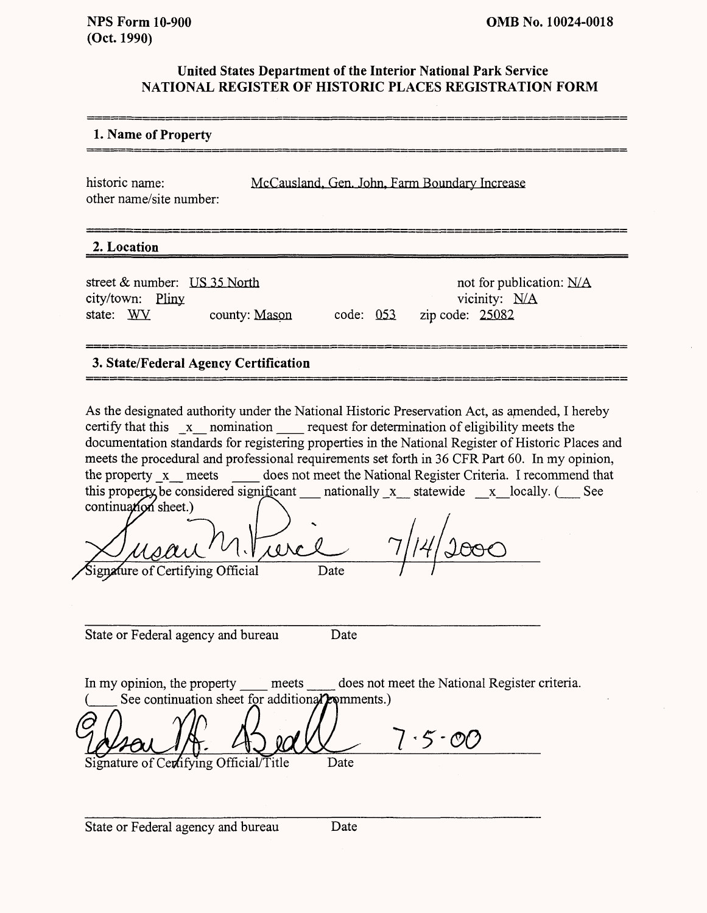**NPS Form 10-900**
**(Oct. 1990)**

**OMB No. 10024-0018**

**United States Department of the Interior National Park Service**
**NATIONAL REGISTER OF HISTORIC PLACES REGISTRATION FORM**

## 1. Name of Property

historic name: McCausland, Gen. John, Farm Boundary Increase
other name/site number:

## 2. Location

street & number: US 35 North
not for publication: N/A
city/town: Pliny
vicinity: N/A
state: WV county: Mason code: 053 zip code: 25082

## 3. State/Federal Agency Certification

As the designated authority under the National Historic Preservation Act, as amended, I hereby certify that this _x_ nomination ____ request for determination of eligibility meets the documentation standards for registering properties in the National Register of Historic Places and meets the procedural and professional requirements set forth in 36 CFR Part 60. In my opinion, the property _x_ meets ____ does not meet the National Register Criteria. I recommend that this property be considered significant ___ nationally _x_ statewide _x_ locally. (___ See continuation sheet.)

Susan M. Pierce 7/14/2000
Signature of Certifying Official Date

State or Federal agency and bureau Date

In my opinion, the property ____ meets ____ does not meet the National Register criteria. (____ See continuation sheet for additional comments.)

Edson H. Beall 7·5·00
Signature of Certifying Official/Title Date

State or Federal agency and bureau Date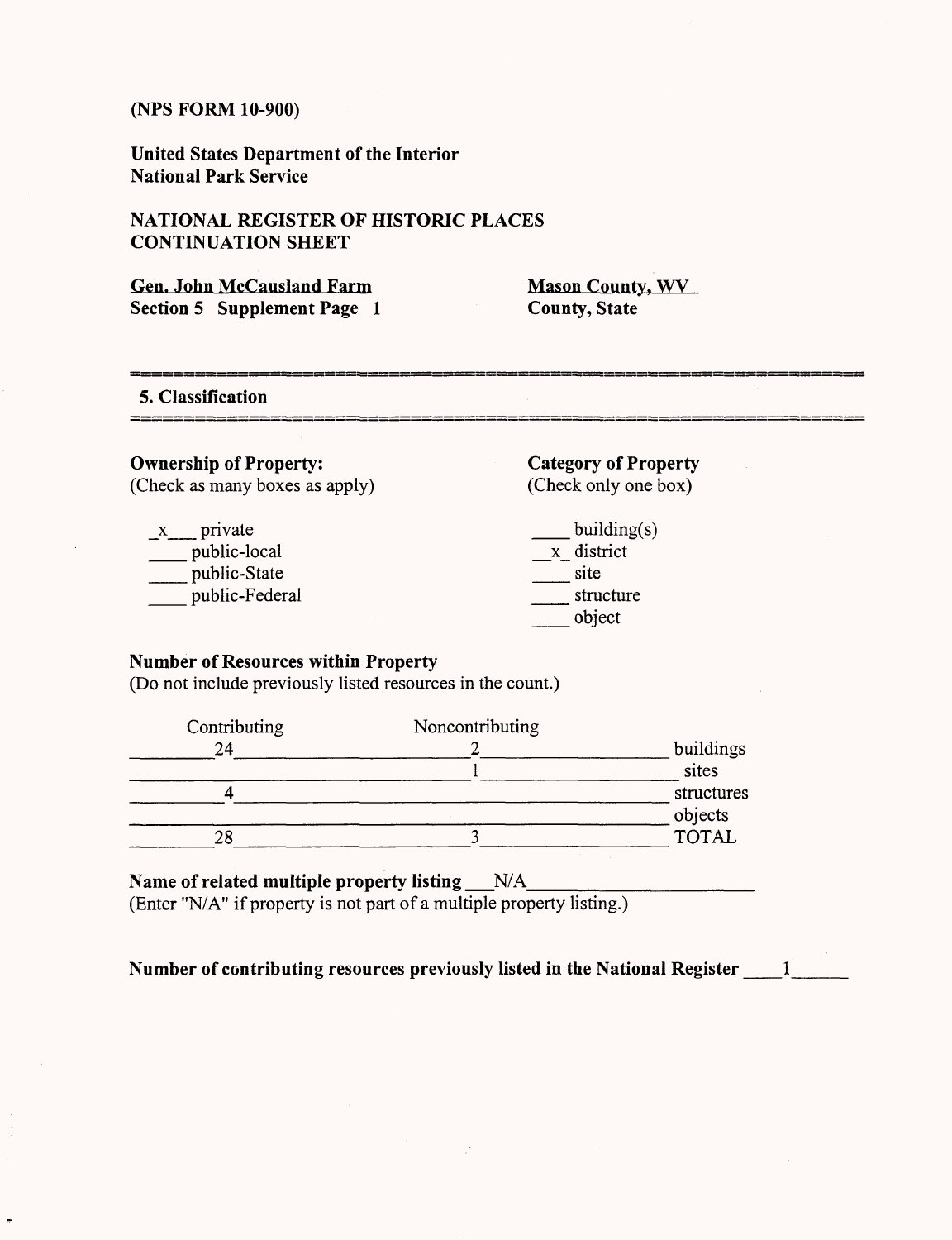(NPS FORM 10-900)

United States Department of the Interior
National Park Service

NATIONAL REGISTER OF HISTORIC PLACES
CONTINUATION SHEET

**Gen. John McCausland Farm** — **Mason County, WV**
**Section 5 Supplement Page 1** — **County, State**

## 5. Classification

**Ownership of Property:**
(Check as many boxes as apply)

- _x_ private
- ___ public-local
- ___ public-State
- ___ public-Federal

**Category of Property**
(Check only one box)

- ___ building(s)
- _x_ district
- ___ site
- ___ structure
- ___ object

**Number of Resources within Property**
(Do not include previously listed resources in the count.)

| Contributing | Noncontributing | |
|---|---|---|
| 24 | 2 | buildings |
| | 1 | sites |
| 4 | | structures |
| | | objects |
| 28 | 3 | TOTAL |

**Name of related multiple property listing** N/A
(Enter "N/A" if property is not part of a multiple property listing.)

**Number of contributing resources previously listed in the National Register** 1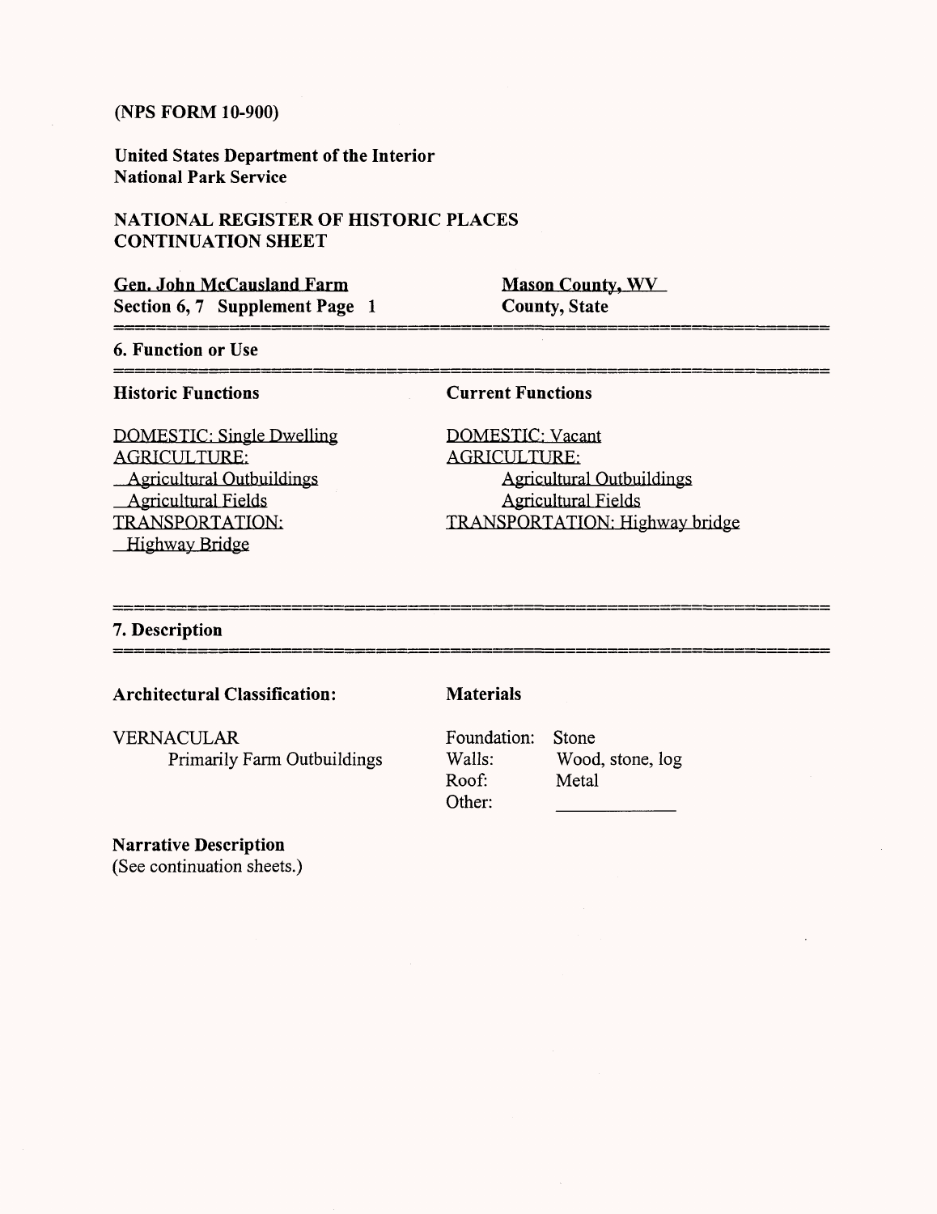**(NPS FORM 10-900)**

**United States Department of the Interior**
**National Park Service**

**NATIONAL REGISTER OF HISTORIC PLACES**
**CONTINUATION SHEET**

| **Gen. John McCausland Farm** | **Mason County, WV** |
| --- | --- |
| **Section 6, 7 Supplement Page 1** | **County, State** |

## 6. Function or Use

| **Historic Functions** | **Current Functions** |
| --- | --- |
| DOMESTIC: Single Dwelling | DOMESTIC: Vacant |
| AGRICULTURE: | AGRICULTURE: |
| Agricultural Outbuildings | Agricultural Outbuildings |
| Agricultural Fields | Agricultural Fields |
| TRANSPORTATION: | TRANSPORTATION: Highway bridge |
| Highway Bridge | |

## 7. Description

**Architectural Classification:**

VERNACULAR
Primarily Farm Outbuildings

**Materials**

| | |
| --- | --- |
| Foundation: | Stone |
| Walls: | Wood, stone, log |
| Roof: | Metal |
| Other: | |

**Narrative Description**
(See continuation sheets.)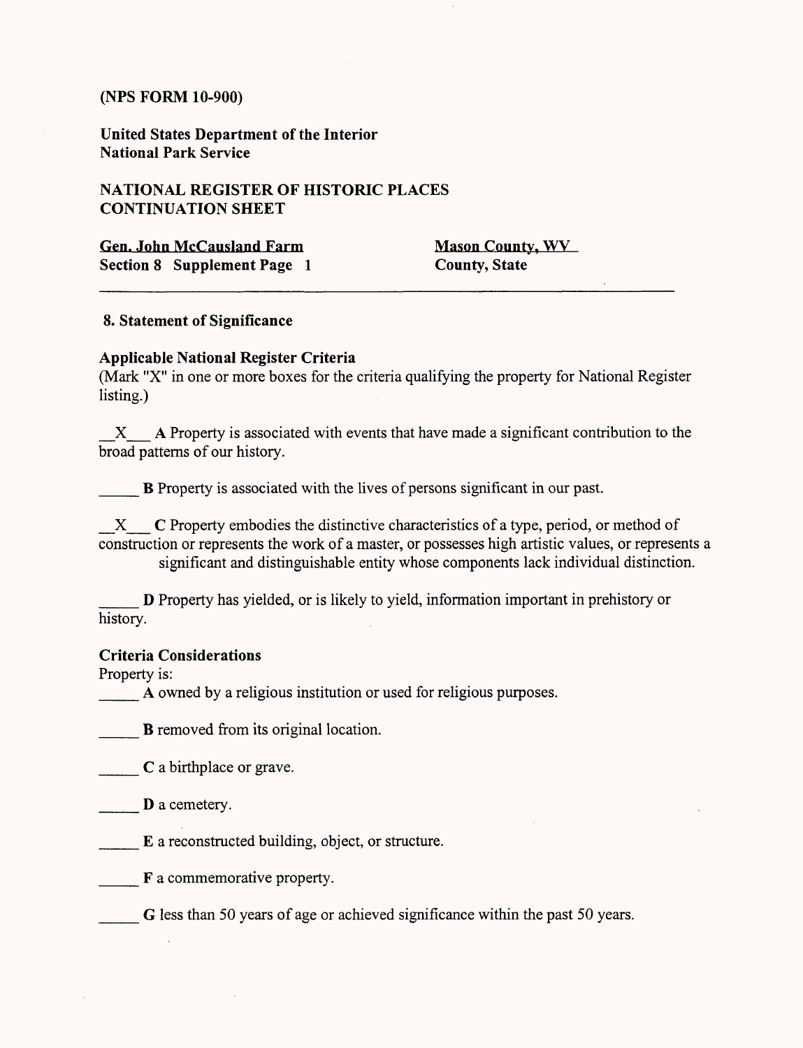(NPS FORM 10-900)

**United States Department of the Interior**
**National Park Service**

**NATIONAL REGISTER OF HISTORIC PLACES**
**CONTINUATION SHEET**

**Gen. John McCausland Farm** — **Mason County, WV**
**Section 8 Supplement Page 1** — **County, State**

---

### 8. Statement of Significance

**Applicable National Register Criteria**
(Mark "X" in one or more boxes for the criteria qualifying the property for National Register listing.)

__X__ **A** Property is associated with events that have made a significant contribution to the broad patterns of our history.

_____ **B** Property is associated with the lives of persons significant in our past.

__X__ **C** Property embodies the distinctive characteristics of a type, period, or method of construction or represents the work of a master, or possesses high artistic values, or represents a significant and distinguishable entity whose components lack individual distinction.

_____ **D** Property has yielded, or is likely to yield, information important in prehistory or history.

**Criteria Considerations**
Property is:

_____ **A** owned by a religious institution or used for religious purposes.

_____ **B** removed from its original location.

_____ **C** a birthplace or grave.

_____ **D** a cemetery.

_____ **E** a reconstructed building, object, or structure.

_____ **F** a commemorative property.

_____ **G** less than 50 years of age or achieved significance within the past 50 years.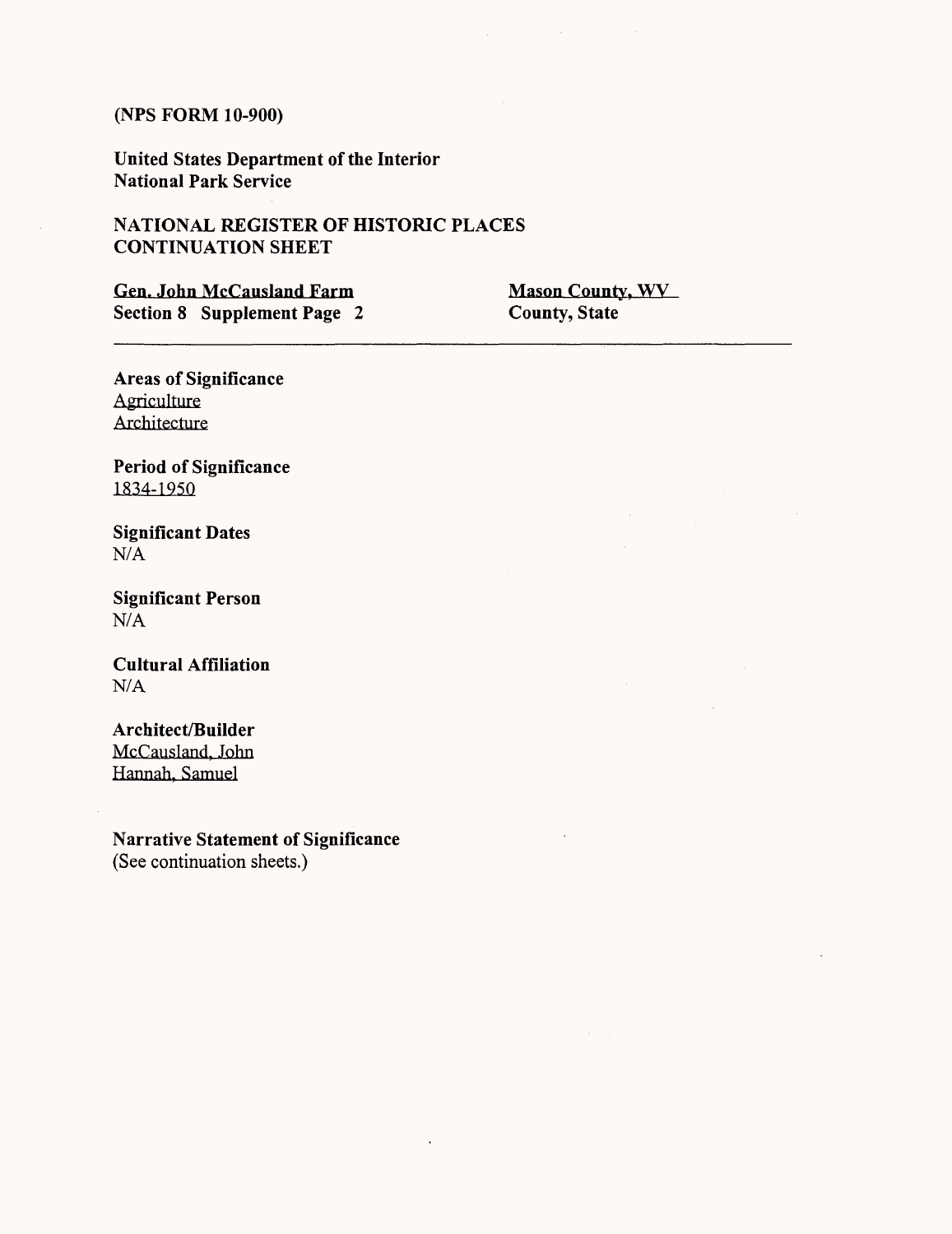(NPS FORM 10-900)

United States Department of the Interior
National Park Service

NATIONAL REGISTER OF HISTORIC PLACES
CONTINUATION SHEET

Gen. John McCausland Farm
Section 8 Supplement Page 2

Mason County, WV
County, State

**Areas of Significance**
Agriculture
Architecture

**Period of Significance**
1834-1950

**Significant Dates**
N/A

**Significant Person**
N/A

**Cultural Affiliation**
N/A

**Architect/Builder**
McCausland, John
Hannah, Samuel

**Narrative Statement of Significance**
(See continuation sheets.)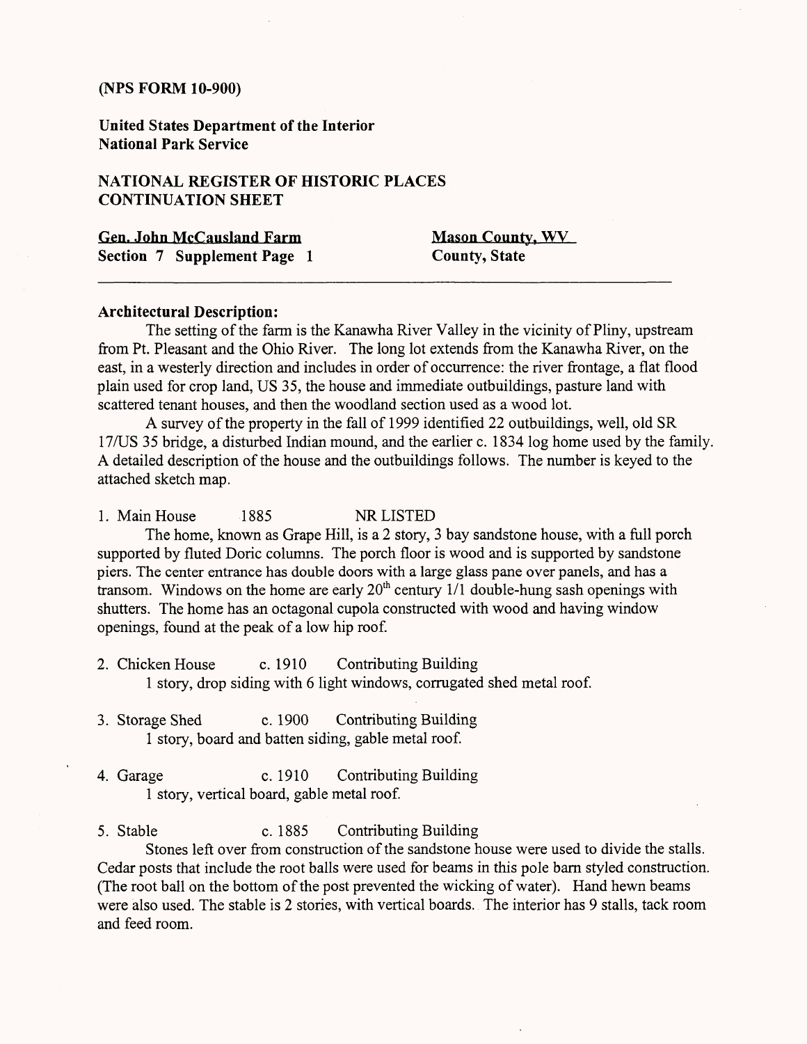(NPS FORM 10-900)

**United States Department of the Interior**
**National Park Service**

**NATIONAL REGISTER OF HISTORIC PLACES**
**CONTINUATION SHEET**

**Gen. John McCausland Farm** — **Mason County, WV**
**Section 7 Supplement Page 1** — **County, State**

---

**Architectural Description:**

The setting of the farm is the Kanawha River Valley in the vicinity of Pliny, upstream from Pt. Pleasant and the Ohio River. The long lot extends from the Kanawha River, on the east, in a westerly direction and includes in order of occurrence: the river frontage, a flat flood plain used for crop land, US 35, the house and immediate outbuildings, pasture land with scattered tenant houses, and then the woodland section used as a wood lot.

A survey of the property in the fall of 1999 identified 22 outbuildings, well, old SR 17/US 35 bridge, a disturbed Indian mound, and the earlier c. 1834 log home used by the family. A detailed description of the house and the outbuildings follows. The number is keyed to the attached sketch map.

1. Main House 1885 NR LISTED

The home, known as Grape Hill, is a 2 story, 3 bay sandstone house, with a full porch supported by fluted Doric columns. The porch floor is wood and is supported by sandstone piers. The center entrance has double doors with a large glass pane over panels, and has a transom. Windows on the home are early 20th century 1/1 double-hung sash openings with shutters. The home has an octagonal cupola constructed with wood and having window openings, found at the peak of a low hip roof.

2. Chicken House c. 1910 Contributing Building

1 story, drop siding with 6 light windows, corrugated shed metal roof.

3. Storage Shed c. 1900 Contributing Building

1 story, board and batten siding, gable metal roof.

4. Garage c. 1910 Contributing Building

1 story, vertical board, gable metal roof.

5. Stable c. 1885 Contributing Building

Stones left over from construction of the sandstone house were used to divide the stalls. Cedar posts that include the root balls were used for beams in this pole barn styled construction. (The root ball on the bottom of the post prevented the wicking of water). Hand hewn beams were also used. The stable is 2 stories, with vertical boards. The interior has 9 stalls, tack room and feed room.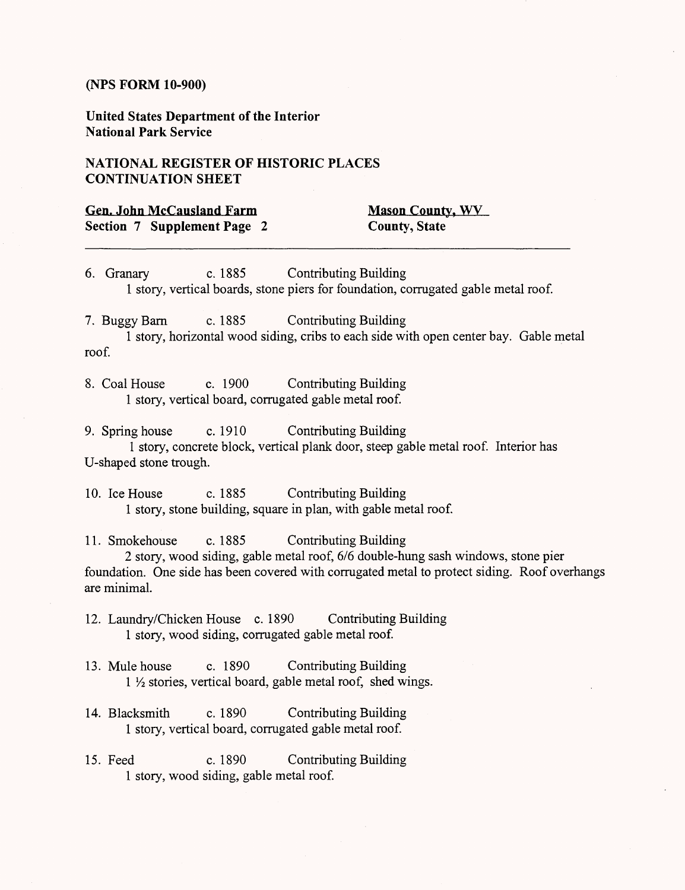(NPS FORM 10-900)

United States Department of the Interior
National Park Service

NATIONAL REGISTER OF HISTORIC PLACES
CONTINUATION SHEET

Gen. John McCausland Farm — Mason County, WV
Section 7 Supplement Page 2 — County, State

---

6. Granary c. 1885 Contributing Building
   1 story, vertical boards, stone piers for foundation, corrugated gable metal roof.

7. Buggy Barn c. 1885 Contributing Building
   1 story, horizontal wood siding, cribs to each side with open center bay. Gable metal roof.

8. Coal House c. 1900 Contributing Building
   1 story, vertical board, corrugated gable metal roof.

9. Spring house c. 1910 Contributing Building
   1 story, concrete block, vertical plank door, steep gable metal roof. Interior has U-shaped stone trough.

10. Ice House c. 1885 Contributing Building
    1 story, stone building, square in plan, with gable metal roof.

11. Smokehouse c. 1885 Contributing Building
    2 story, wood siding, gable metal roof, 6/6 double-hung sash windows, stone pier foundation. One side has been covered with corrugated metal to protect siding. Roof overhangs are minimal.

12. Laundry/Chicken House c. 1890 Contributing Building
    1 story, wood siding, corrugated gable metal roof.

13. Mule house c. 1890 Contributing Building
    1 ½ stories, vertical board, gable metal roof, shed wings.

14. Blacksmith c. 1890 Contributing Building
    1 story, vertical board, corrugated gable metal roof.

15. Feed c. 1890 Contributing Building
    1 story, wood siding, gable metal roof.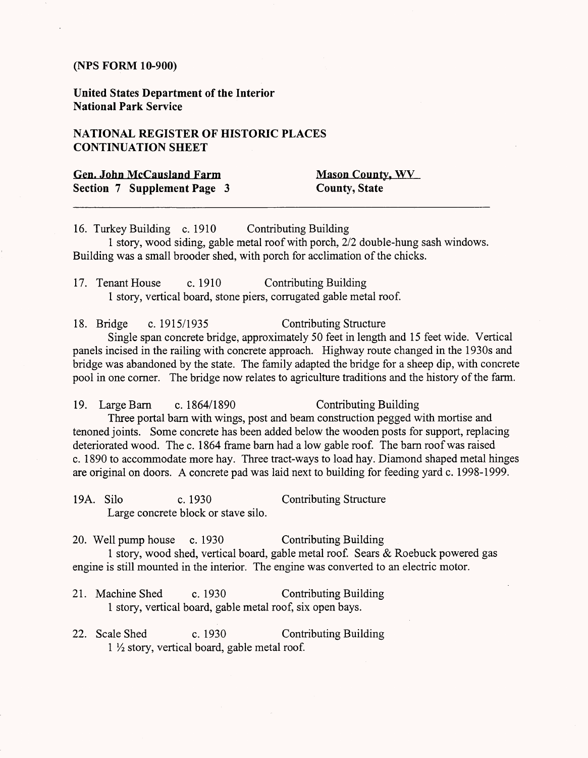(NPS FORM 10-900)

**United States Department of the Interior**
**National Park Service**

**NATIONAL REGISTER OF HISTORIC PLACES**
**CONTINUATION SHEET**

**Gen. John McCausland Farm** — **Mason County, WV**
**Section 7 Supplement Page 3** — **County, State**

---

16. Turkey Building c. 1910 Contributing Building
1 story, wood siding, gable metal roof with porch, 2/2 double-hung sash windows. Building was a small brooder shed, with porch for acclimation of the chicks.

17. Tenant House c. 1910 Contributing Building
1 story, vertical board, stone piers, corrugated gable metal roof.

18. Bridge c. 1915/1935 Contributing Structure
Single span concrete bridge, approximately 50 feet in length and 15 feet wide. Vertical panels incised in the railing with concrete approach. Highway route changed in the 1930s and bridge was abandoned by the state. The family adapted the bridge for a sheep dip, with concrete pool in one corner. The bridge now relates to agriculture traditions and the history of the farm.

19. Large Barn c. 1864/1890 Contributing Building
Three portal barn with wings, post and beam construction pegged with mortise and tenoned joints. Some concrete has been added below the wooden posts for support, replacing deteriorated wood. The c. 1864 frame barn had a low gable roof. The barn roof was raised c. 1890 to accommodate more hay. Three tract-ways to load hay. Diamond shaped metal hinges are original on doors. A concrete pad was laid next to building for feeding yard c. 1998-1999.

19A. Silo c. 1930 Contributing Structure
Large concrete block or stave silo.

20. Well pump house c. 1930 Contributing Building
1 story, wood shed, vertical board, gable metal roof. Sears & Roebuck powered gas engine is still mounted in the interior. The engine was converted to an electric motor.

21. Machine Shed c. 1930 Contributing Building
1 story, vertical board, gable metal roof, six open bays.

22. Scale Shed c. 1930 Contributing Building
1 ½ story, vertical board, gable metal roof.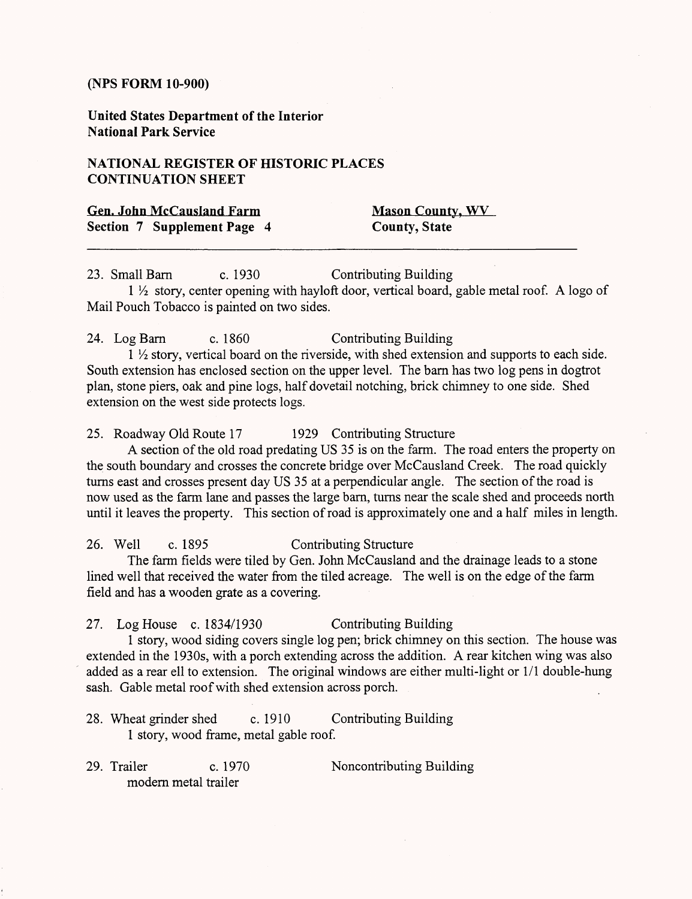(NPS FORM 10-900)

**United States Department of the Interior**
**National Park Service**

**NATIONAL REGISTER OF HISTORIC PLACES**
**CONTINUATION SHEET**

**Gen. John McCausland Farm** — **Mason County, WV**
**Section 7 Supplement Page 4** — **County, State**

---

23. Small Barn c. 1930 Contributing Building

1 ½ story, center opening with hayloft door, vertical board, gable metal roof. A logo of Mail Pouch Tobacco is painted on two sides.

24. Log Barn c. 1860 Contributing Building

1 ½ story, vertical board on the riverside, with shed extension and supports to each side. South extension has enclosed section on the upper level. The barn has two log pens in dogtrot plan, stone piers, oak and pine logs, half dovetail notching, brick chimney to one side. Shed extension on the west side protects logs.

25. Roadway Old Route 17 1929 Contributing Structure

A section of the old road predating US 35 is on the farm. The road enters the property on the south boundary and crosses the concrete bridge over McCausland Creek. The road quickly turns east and crosses present day US 35 at a perpendicular angle. The section of the road is now used as the farm lane and passes the large barn, turns near the scale shed and proceeds north until it leaves the property. This section of road is approximately one and a half miles in length.

26. Well c. 1895 Contributing Structure

The farm fields were tiled by Gen. John McCausland and the drainage leads to a stone lined well that received the water from the tiled acreage. The well is on the edge of the farm field and has a wooden grate as a covering.

27. Log House c. 1834/1930 Contributing Building

1 story, wood siding covers single log pen; brick chimney on this section. The house was extended in the 1930s, with a porch extending across the addition. A rear kitchen wing was also added as a rear ell to extension. The original windows are either multi-light or 1/1 double-hung sash. Gable metal roof with shed extension across porch.

28. Wheat grinder shed c. 1910 Contributing Building

1 story, wood frame, metal gable roof.

29. Trailer c. 1970 Noncontributing Building

modern metal trailer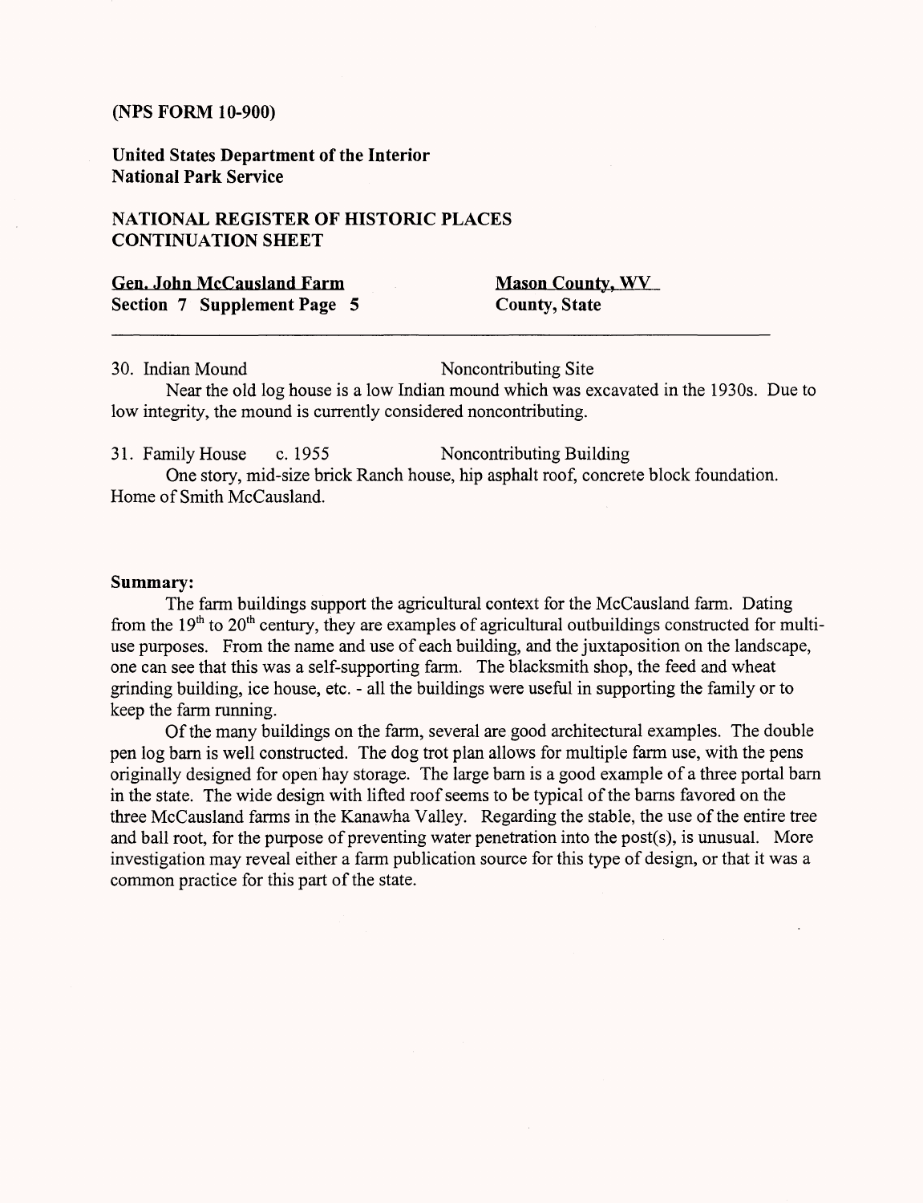(NPS FORM 10-900)

**United States Department of the Interior**
**National Park Service**

**NATIONAL REGISTER OF HISTORIC PLACES**
**CONTINUATION SHEET**

**Gen. John McCausland Farm** — **Mason County, WV**
**Section 7 Supplement Page 5** — **County, State**

---

30. Indian Mound — Noncontributing Site

Near the old log house is a low Indian mound which was excavated in the 1930s. Due to low integrity, the mound is currently considered noncontributing.

31. Family House c. 1955 — Noncontributing Building

One story, mid-size brick Ranch house, hip asphalt roof, concrete block foundation. Home of Smith McCausland.

**Summary:**

The farm buildings support the agricultural context for the McCausland farm. Dating from the 19th to 20th century, they are examples of agricultural outbuildings constructed for multi-use purposes. From the name and use of each building, and the juxtaposition on the landscape, one can see that this was a self-supporting farm. The blacksmith shop, the feed and wheat grinding building, ice house, etc. - all the buildings were useful in supporting the family or to keep the farm running.

Of the many buildings on the farm, several are good architectural examples. The double pen log barn is well constructed. The dog trot plan allows for multiple farm use, with the pens originally designed for open hay storage. The large barn is a good example of a three portal barn in the state. The wide design with lifted roof seems to be typical of the barns favored on the three McCausland farms in the Kanawha Valley. Regarding the stable, the use of the entire tree and ball root, for the purpose of preventing water penetration into the post(s), is unusual. More investigation may reveal either a farm publication source for this type of design, or that it was a common practice for this part of the state.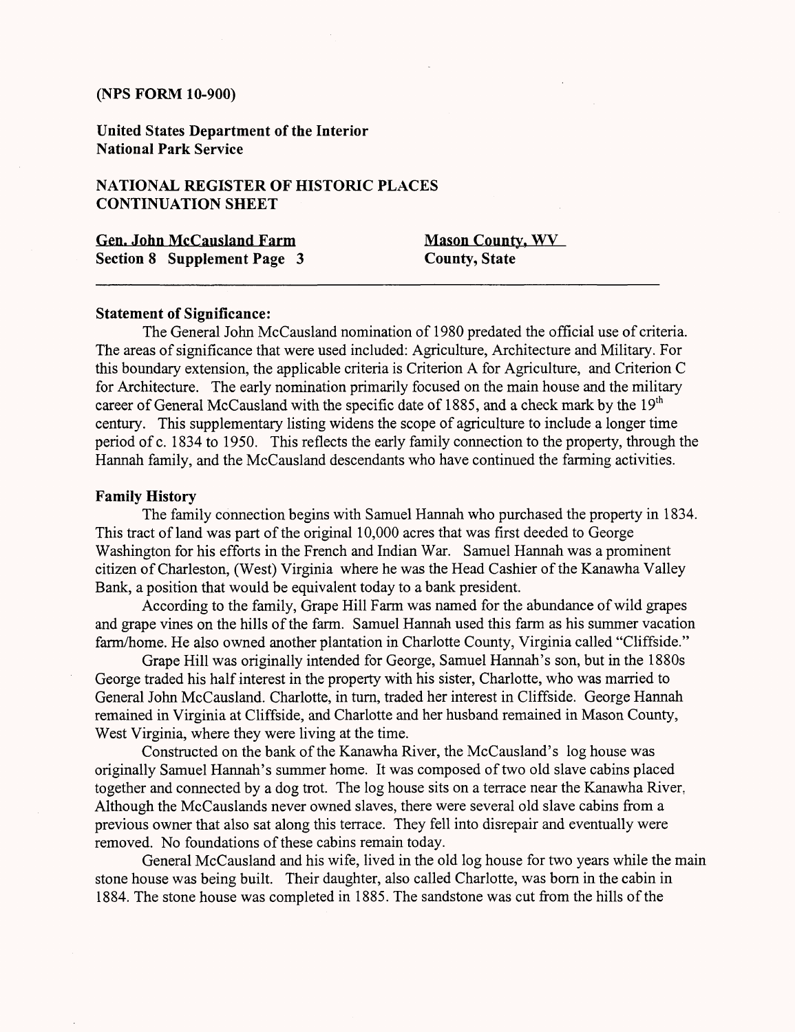**(NPS FORM 10-900)**

**United States Department of the Interior**
**National Park Service**

**NATIONAL REGISTER OF HISTORIC PLACES**
**CONTINUATION SHEET**

**Gen. John McCausland Farm** — **Mason County, WV**
**Section 8 Supplement Page 3** — **County, State**

---

**Statement of Significance:**

The General John McCausland nomination of 1980 predated the official use of criteria. The areas of significance that were used included: Agriculture, Architecture and Military. For this boundary extension, the applicable criteria is Criterion A for Agriculture, and Criterion C for Architecture. The early nomination primarily focused on the main house and the military career of General McCausland with the specific date of 1885, and a check mark by the 19th century. This supplementary listing widens the scope of agriculture to include a longer time period of c. 1834 to 1950. This reflects the early family connection to the property, through the Hannah family, and the McCausland descendants who have continued the farming activities.

**Family History**

The family connection begins with Samuel Hannah who purchased the property in 1834. This tract of land was part of the original 10,000 acres that was first deeded to George Washington for his efforts in the French and Indian War. Samuel Hannah was a prominent citizen of Charleston, (West) Virginia where he was the Head Cashier of the Kanawha Valley Bank, a position that would be equivalent today to a bank president.

According to the family, Grape Hill Farm was named for the abundance of wild grapes and grape vines on the hills of the farm. Samuel Hannah used this farm as his summer vacation farm/home. He also owned another plantation in Charlotte County, Virginia called "Cliffside."

Grape Hill was originally intended for George, Samuel Hannah's son, but in the 1880s George traded his half interest in the property with his sister, Charlotte, who was married to General John McCausland. Charlotte, in turn, traded her interest in Cliffside. George Hannah remained in Virginia at Cliffside, and Charlotte and her husband remained in Mason County, West Virginia, where they were living at the time.

Constructed on the bank of the Kanawha River, the McCausland's log house was originally Samuel Hannah's summer home. It was composed of two old slave cabins placed together and connected by a dog trot. The log house sits on a terrace near the Kanawha River. Although the McCauslands never owned slaves, there were several old slave cabins from a previous owner that also sat along this terrace. They fell into disrepair and eventually were removed. No foundations of these cabins remain today.

General McCausland and his wife, lived in the old log house for two years while the main stone house was being built. Their daughter, also called Charlotte, was born in the cabin in 1884. The stone house was completed in 1885. The sandstone was cut from the hills of the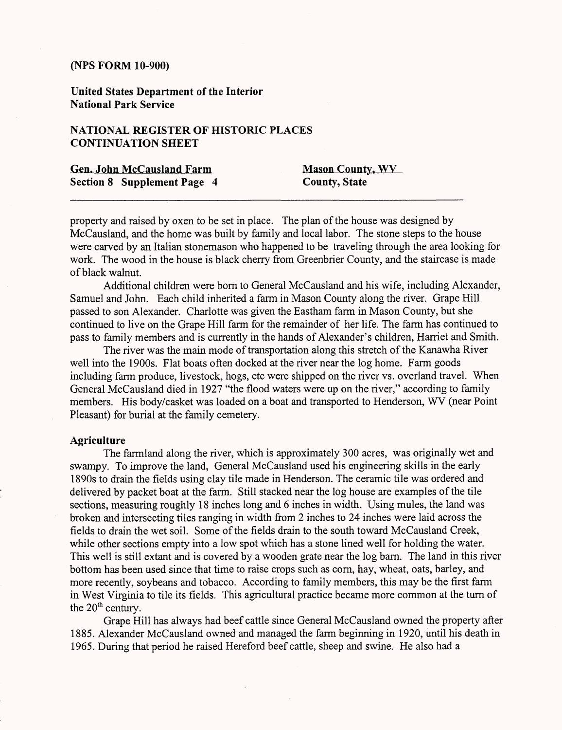property and raised by oxen to be set in place. The plan of the house was designed by McCausland, and the home was built by family and local labor. The stone steps to the house were carved by an Italian stonemason who happened to be traveling through the area looking for work. The wood in the house is black cherry from Greenbrier County, and the staircase is made of black walnut.

Additional children were born to General McCausland and his wife, including Alexander, Samuel and John. Each child inherited a farm in Mason County along the river. Grape Hill passed to son Alexander. Charlotte was given the Eastham farm in Mason County, but she continued to live on the Grape Hill farm for the remainder of her life. The farm has continued to pass to family members and is currently in the hands of Alexander's children, Harriet and Smith.

The river was the main mode of transportation along this stretch of the Kanawha River well into the 1900s. Flat boats often docked at the river near the log home. Farm goods including farm produce, livestock, hogs, etc were shipped on the river vs. overland travel. When General McCausland died in 1927 "the flood waters were up on the river," according to family members. His body/casket was loaded on a boat and transported to Henderson, WV (near Point Pleasant) for burial at the family cemetery.

**Agriculture**

The farmland along the river, which is approximately 300 acres, was originally wet and swampy. To improve the land, General McCausland used his engineering skills in the early 1890s to drain the fields using clay tile made in Henderson. The ceramic tile was ordered and delivered by packet boat at the farm. Still stacked near the log house are examples of the tile sections, measuring roughly 18 inches long and 6 inches in width. Using mules, the land was broken and intersecting tiles ranging in width from 2 inches to 24 inches were laid across the fields to drain the wet soil. Some of the fields drain to the south toward McCausland Creek, while other sections empty into a low spot which has a stone lined well for holding the water. This well is still extant and is covered by a wooden grate near the log barn. The land in this river bottom has been used since that time to raise crops such as corn, hay, wheat, oats, barley, and more recently, soybeans and tobacco. According to family members, this may be the first farm in West Virginia to tile its fields. This agricultural practice became more common at the turn of the 20th century.

Grape Hill has always had beef cattle since General McCausland owned the property after 1885. Alexander McCausland owned and managed the farm beginning in 1920, until his death in 1965. During that period he raised Hereford beef cattle, sheep and swine. He also had a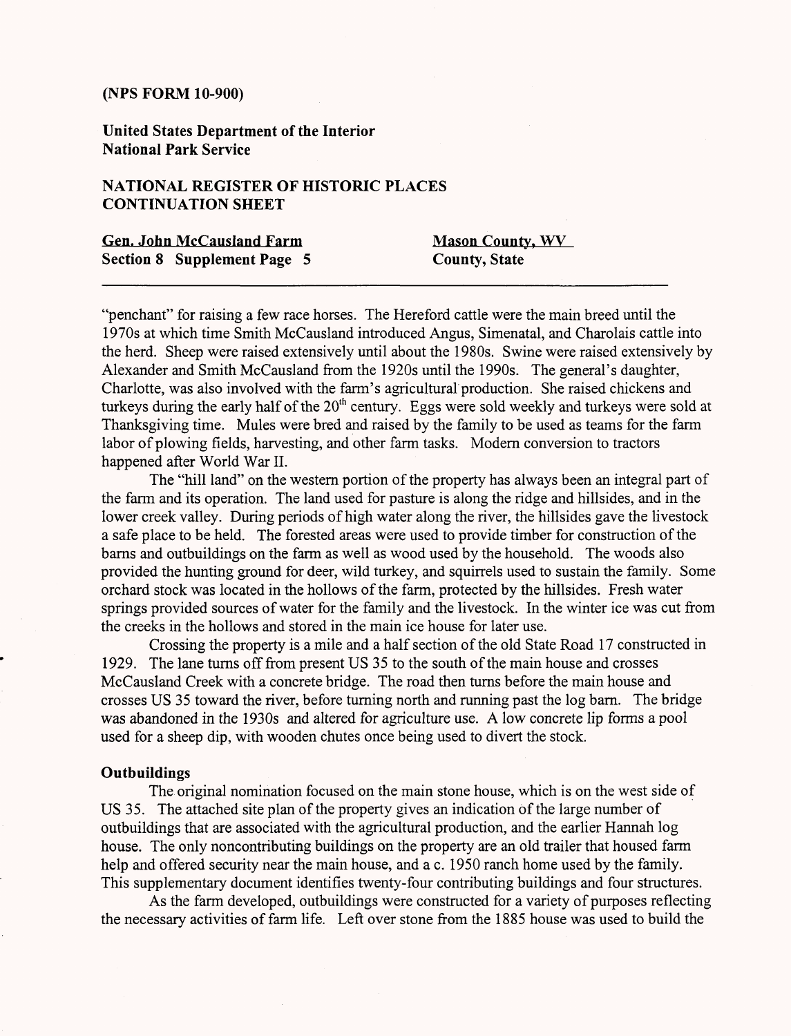"penchant" for raising a few race horses. The Hereford cattle were the main breed until the 1970s at which time Smith McCausland introduced Angus, Simenatal, and Charolais cattle into the herd. Sheep were raised extensively until about the 1980s. Swine were raised extensively by Alexander and Smith McCausland from the 1920s until the 1990s. The general's daughter, Charlotte, was also involved with the farm's agricultural production. She raised chickens and turkeys during the early half of the 20th century. Eggs were sold weekly and turkeys were sold at Thanksgiving time. Mules were bred and raised by the family to be used as teams for the farm labor of plowing fields, harvesting, and other farm tasks. Modern conversion to tractors happened after World War II.

The "hill land" on the western portion of the property has always been an integral part of the farm and its operation. The land used for pasture is along the ridge and hillsides, and in the lower creek valley. During periods of high water along the river, the hillsides gave the livestock a safe place to be held. The forested areas were used to provide timber for construction of the barns and outbuildings on the farm as well as wood used by the household. The woods also provided the hunting ground for deer, wild turkey, and squirrels used to sustain the family. Some orchard stock was located in the hollows of the farm, protected by the hillsides. Fresh water springs provided sources of water for the family and the livestock. In the winter ice was cut from the creeks in the hollows and stored in the main ice house for later use.

Crossing the property is a mile and a half section of the old State Road 17 constructed in 1929. The lane turns off from present US 35 to the south of the main house and crosses McCausland Creek with a concrete bridge. The road then turns before the main house and crosses US 35 toward the river, before turning north and running past the log barn. The bridge was abandoned in the 1930s and altered for agriculture use. A low concrete lip forms a pool used for a sheep dip, with wooden chutes once being used to divert the stock.

**Outbuildings**

The original nomination focused on the main stone house, which is on the west side of US 35. The attached site plan of the property gives an indication of the large number of outbuildings that are associated with the agricultural production, and the earlier Hannah log house. The only noncontributing buildings on the property are an old trailer that housed farm help and offered security near the main house, and a c. 1950 ranch home used by the family. This supplementary document identifies twenty-four contributing buildings and four structures.

As the farm developed, outbuildings were constructed for a variety of purposes reflecting the necessary activities of farm life. Left over stone from the 1885 house was used to build the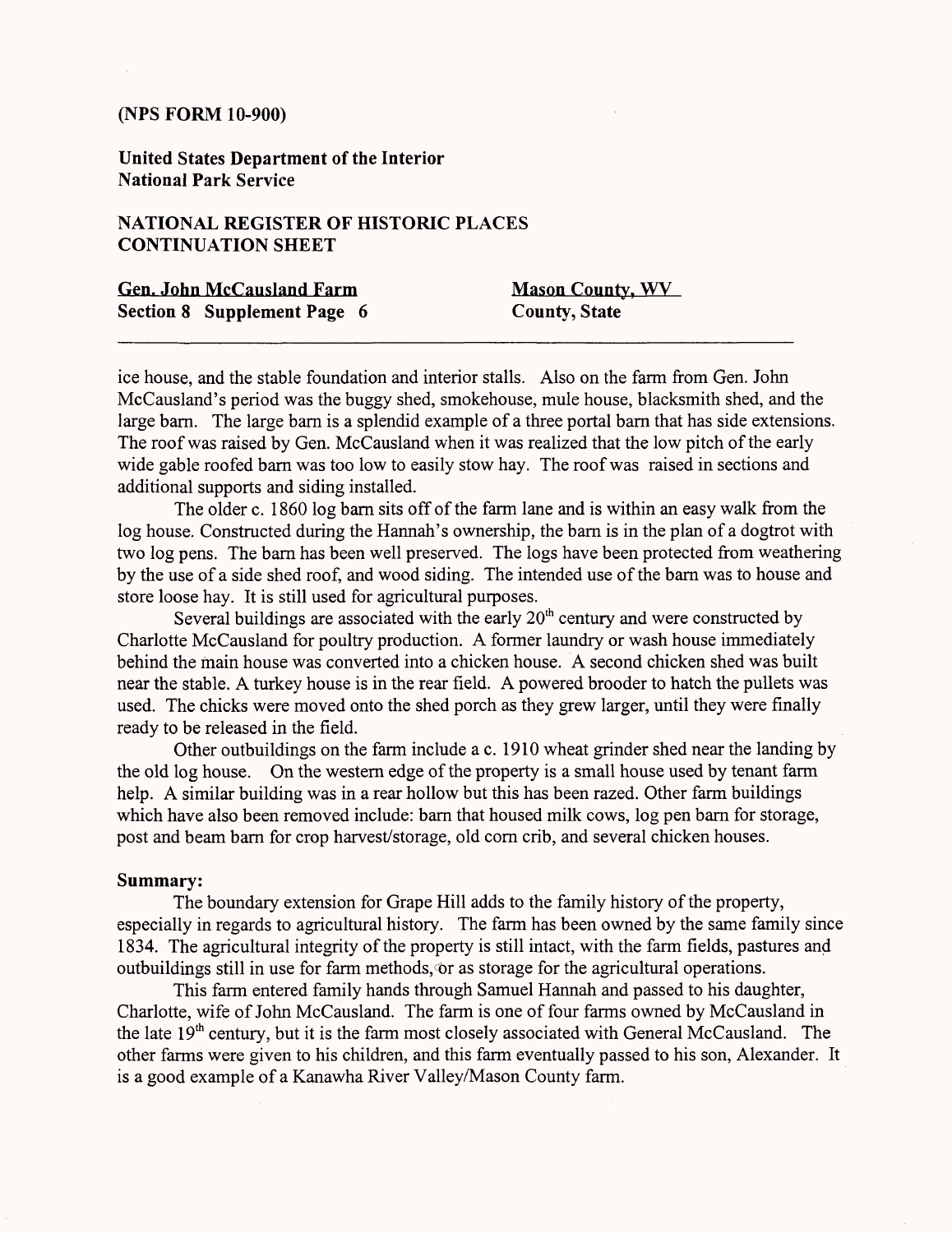ice house, and the stable foundation and interior stalls. Also on the farm from Gen. John McCausland's period was the buggy shed, smokehouse, mule house, blacksmith shed, and the large barn. The large barn is a splendid example of a three portal barn that has side extensions. The roof was raised by Gen. McCausland when it was realized that the low pitch of the early wide gable roofed barn was too low to easily stow hay. The roof was raised in sections and additional supports and siding installed.

The older c. 1860 log barn sits off of the farm lane and is within an easy walk from the log house. Constructed during the Hannah's ownership, the barn is in the plan of a dogtrot with two log pens. The barn has been well preserved. The logs have been protected from weathering by the use of a side shed roof, and wood siding. The intended use of the barn was to house and store loose hay. It is still used for agricultural purposes.

Several buildings are associated with the early 20th century and were constructed by Charlotte McCausland for poultry production. A former laundry or wash house immediately behind the main house was converted into a chicken house. A second chicken shed was built near the stable. A turkey house is in the rear field. A powered brooder to hatch the pullets was used. The chicks were moved onto the shed porch as they grew larger, until they were finally ready to be released in the field.

Other outbuildings on the farm include a c. 1910 wheat grinder shed near the landing by the old log house. On the western edge of the property is a small house used by tenant farm help. A similar building was in a rear hollow but this has been razed. Other farm buildings which have also been removed include: barn that housed milk cows, log pen barn for storage, post and beam barn for crop harvest/storage, old corn crib, and several chicken houses.

**Summary:**

The boundary extension for Grape Hill adds to the family history of the property, especially in regards to agricultural history. The farm has been owned by the same family since 1834. The agricultural integrity of the property is still intact, with the farm fields, pastures and outbuildings still in use for farm methods, or as storage for the agricultural operations.

This farm entered family hands through Samuel Hannah and passed to his daughter, Charlotte, wife of John McCausland. The farm is one of four farms owned by McCausland in the late 19th century, but it is the farm most closely associated with General McCausland. The other farms were given to his children, and this farm eventually passed to his son, Alexander. It is a good example of a Kanawha River Valley/Mason County farm.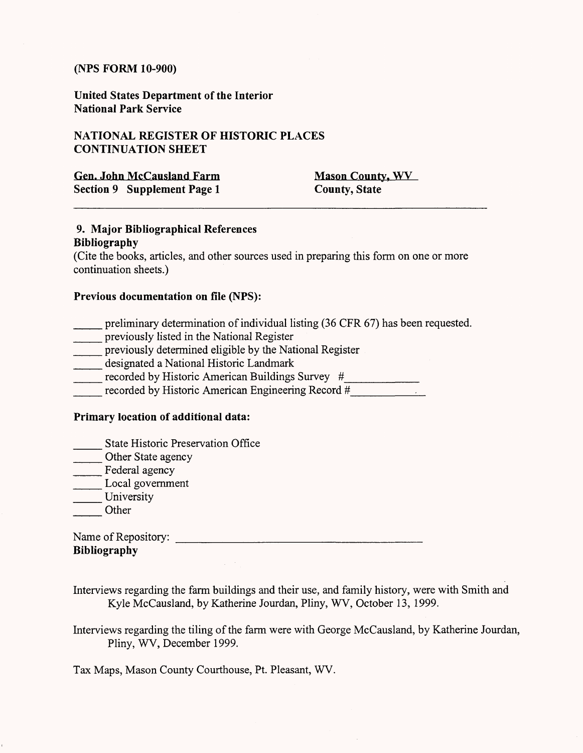(NPS FORM 10-900)

**United States Department of the Interior**
**National Park Service**

**NATIONAL REGISTER OF HISTORIC PLACES**
**CONTINUATION SHEET**

**Gen. John McCausland Farm** — **Mason County, WV**
**Section 9 Supplement Page 1** — **County, State**

---

## 9. Major Bibliographical References

**Bibliography**

(Cite the books, articles, and other sources used in preparing this form on one or more continuation sheets.)

**Previous documentation on file (NPS):**

_____ preliminary determination of individual listing (36 CFR 67) has been requested.
_____ previously listed in the National Register
_____ previously determined eligible by the National Register
_____ designated a National Historic Landmark
_____ recorded by Historic American Buildings Survey #____________
_____ recorded by Historic American Engineering Record #____________

**Primary location of additional data:**

_____ State Historic Preservation Office
_____ Other State agency
_____ Federal agency
_____ Local government
_____ University
_____ Other

Name of Repository: ________________________________________

**Bibliography**

Interviews regarding the farm buildings and their use, and family history, were with Smith and Kyle McCausland, by Katherine Jourdan, Pliny, WV, October 13, 1999.

Interviews regarding the tiling of the farm were with George McCausland, by Katherine Jourdan, Pliny, WV, December 1999.

Tax Maps, Mason County Courthouse, Pt. Pleasant, WV.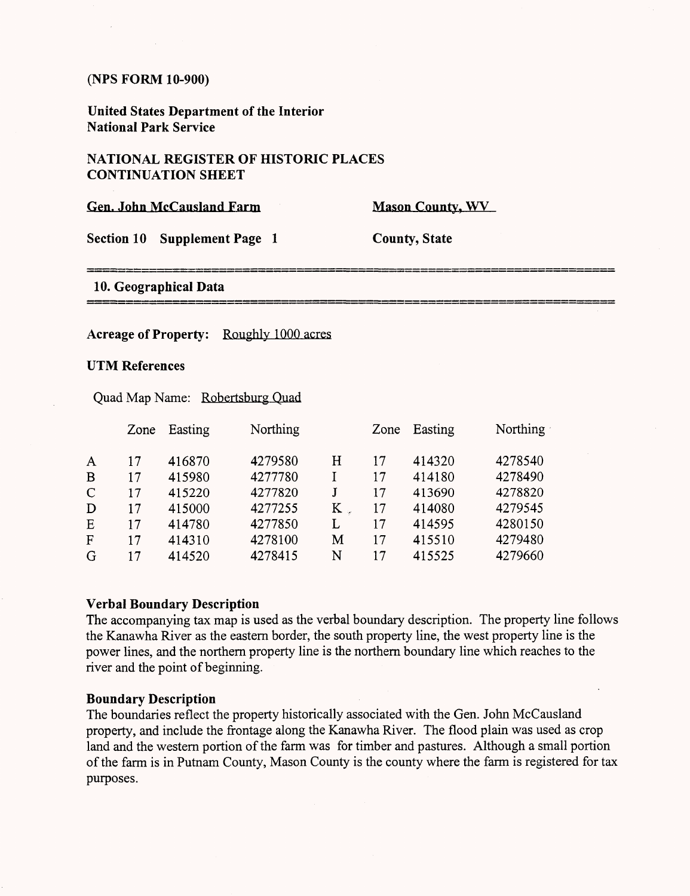(NPS FORM 10-900)

**United States Department of the Interior**
**National Park Service**

**NATIONAL REGISTER OF HISTORIC PLACES**
**CONTINUATION SHEET**

**Gen. John McCausland Farm** — **Mason County, WV**

**Section 10 Supplement Page 1** — **County, State**

## 10. Geographical Data

**Acreage of Property:** Roughly 1000 acres

**UTM References**

Quad Map Name: Robertsburg Quad

| | Zone | Easting | Northing | | Zone | Easting | Northing |
|---|---|---|---|---|---|---|---|
| A | 17 | 416870 | 4279580 | H | 17 | 414320 | 4278540 |
| B | 17 | 415980 | 4277780 | I | 17 | 414180 | 4278490 |
| C | 17 | 415220 | 4277820 | J | 17 | 413690 | 4278820 |
| D | 17 | 415000 | 4277255 | K | 17 | 414080 | 4279545 |
| E | 17 | 414780 | 4277850 | L | 17 | 414595 | 4280150 |
| F | 17 | 414310 | 4278100 | M | 17 | 415510 | 4279480 |
| G | 17 | 414520 | 4278415 | N | 17 | 415525 | 4279660 |

### Verbal Boundary Description

The accompanying tax map is used as the verbal boundary description. The property line follows the Kanawha River as the eastern border, the south property line, the west property line is the power lines, and the northern property line is the northern boundary line which reaches to the river and the point of beginning.

### Boundary Description

The boundaries reflect the property historically associated with the Gen. John McCausland property, and include the frontage along the Kanawha River. The flood plain was used as crop land and the western portion of the farm was for timber and pastures. Although a small portion of the farm is in Putnam County, Mason County is the county where the farm is registered for tax purposes.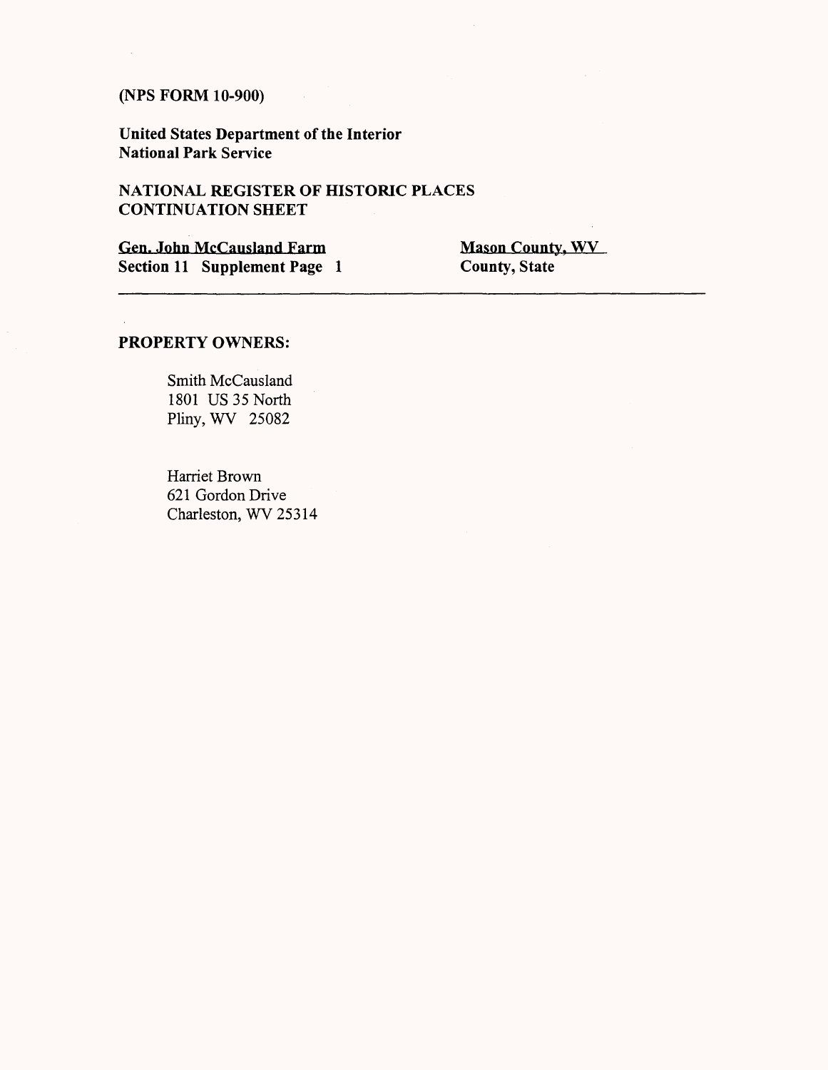(NPS FORM 10-900)

United States Department of the Interior
National Park Service

NATIONAL REGISTER OF HISTORIC PLACES
CONTINUATION SHEET

Gen. John McCausland Farm
Section 11 Supplement Page 1

Mason County, WV
County, State

## PROPERTY OWNERS:

Smith McCausland
1801 US 35 North
Pliny, WV 25082

Harriet Brown
621 Gordon Drive
Charleston, WV 25314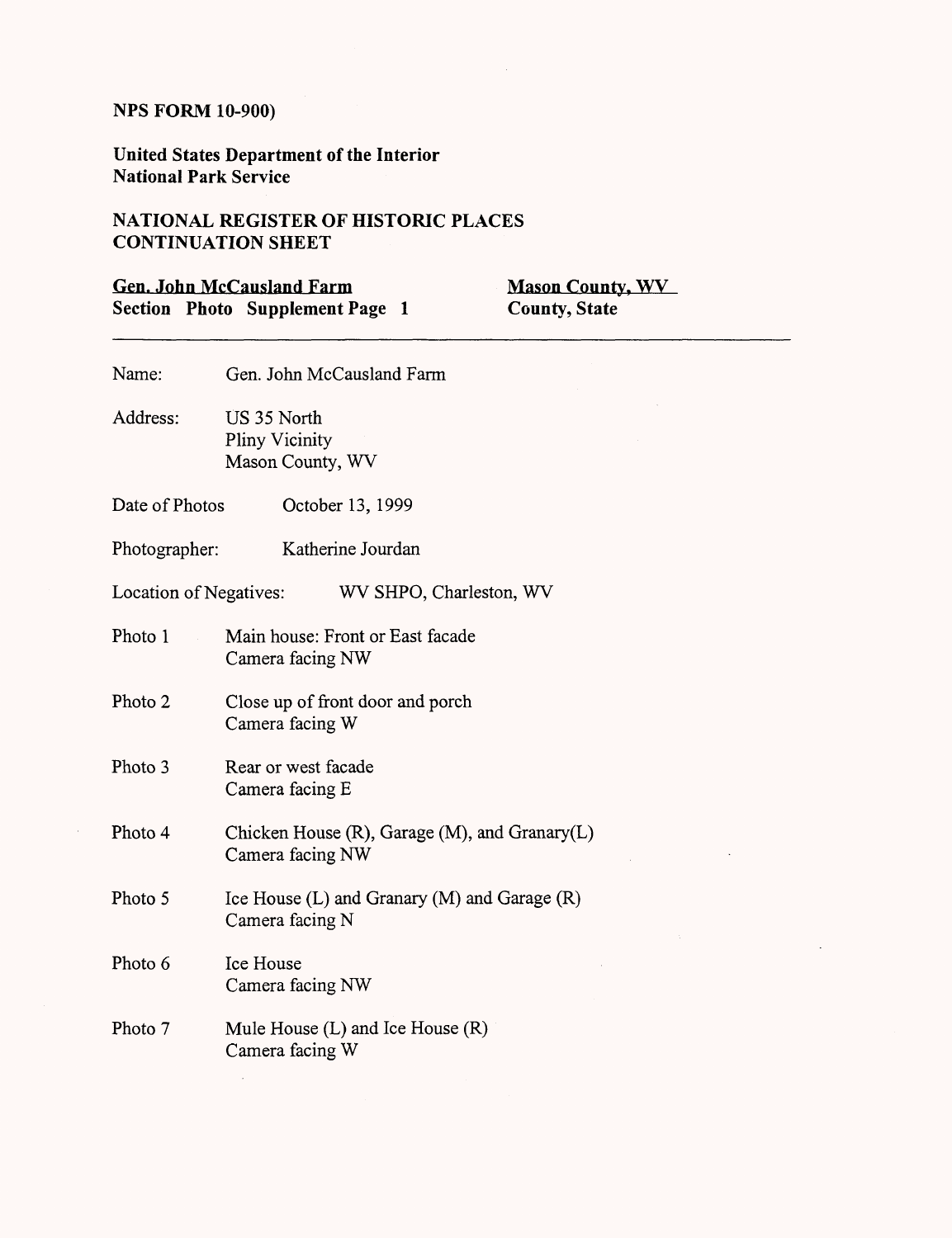**NPS FORM 10-900)**

**United States Department of the Interior**
**National Park Service**

**NATIONAL REGISTER OF HISTORIC PLACES**
**CONTINUATION SHEET**

**Gen. John McCausland Farm** — **Mason County, WV**
**Section Photo Supplement Page 1** — **County, State**

---

Name: Gen. John McCausland Farm

Address: US 35 North
Pliny Vicinity
Mason County, WV

Date of Photos: October 13, 1999

Photographer: Katherine Jourdan

Location of Negatives: WV SHPO, Charleston, WV

Photo 1 — Main house: Front or East facade
Camera facing NW

Photo 2 — Close up of front door and porch
Camera facing W

Photo 3 — Rear or west facade
Camera facing E

Photo 4 — Chicken House (R), Garage (M), and Granary(L)
Camera facing NW

Photo 5 — Ice House (L) and Granary (M) and Garage (R)
Camera facing N

Photo 6 — Ice House
Camera facing NW

Photo 7 — Mule House (L) and Ice House (R)
Camera facing W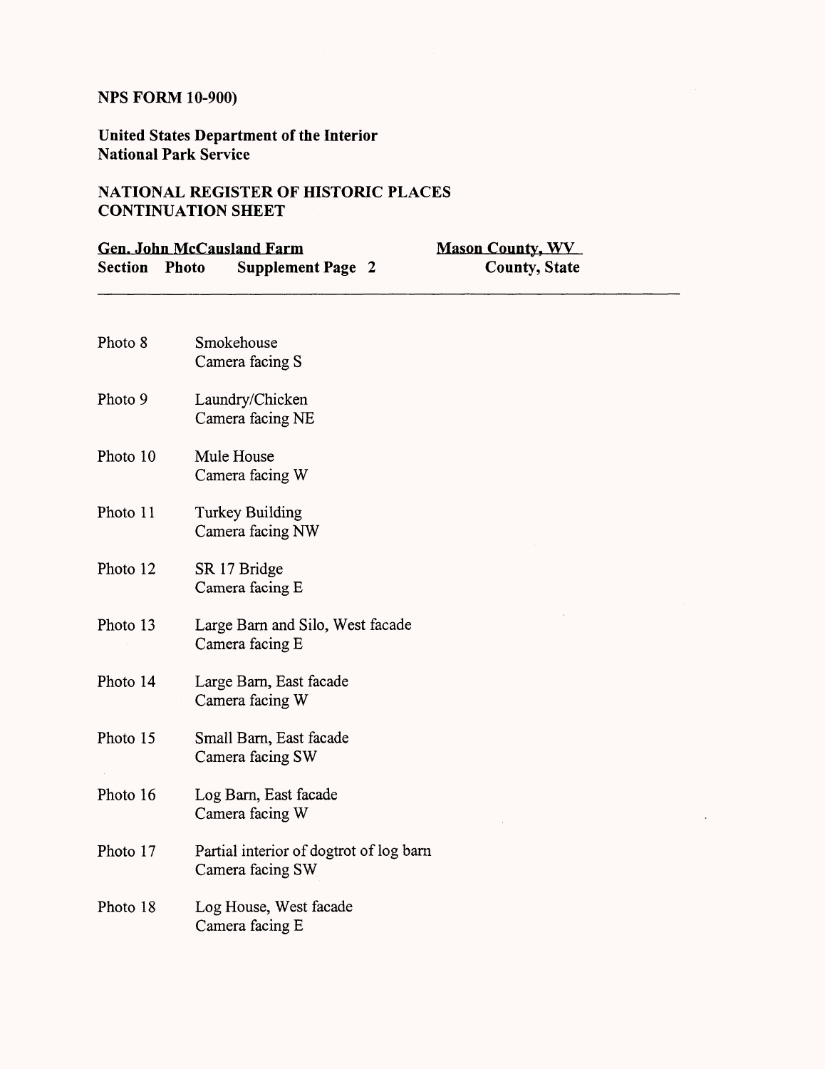**NPS FORM 10-900)**

**United States Department of the Interior**
**National Park Service**

**NATIONAL REGISTER OF HISTORIC PLACES**
**CONTINUATION SHEET**

**Gen. John McCausland Farm** — **Mason County, WV**
**Section Photo Supplement Page 2** — **County, State**

---

| | |
|---|---|
| Photo 8 | Smokehouse<br>Camera facing S |
| Photo 9 | Laundry/Chicken<br>Camera facing NE |
| Photo 10 | Mule House<br>Camera facing W |
| Photo 11 | Turkey Building<br>Camera facing NW |
| Photo 12 | SR 17 Bridge<br>Camera facing E |
| Photo 13 | Large Barn and Silo, West facade<br>Camera facing E |
| Photo 14 | Large Barn, East facade<br>Camera facing W |
| Photo 15 | Small Barn, East facade<br>Camera facing SW |
| Photo 16 | Log Barn, East facade<br>Camera facing W |
| Photo 17 | Partial interior of dogtrot of log barn<br>Camera facing SW |
| Photo 18 | Log House, West facade<br>Camera facing E |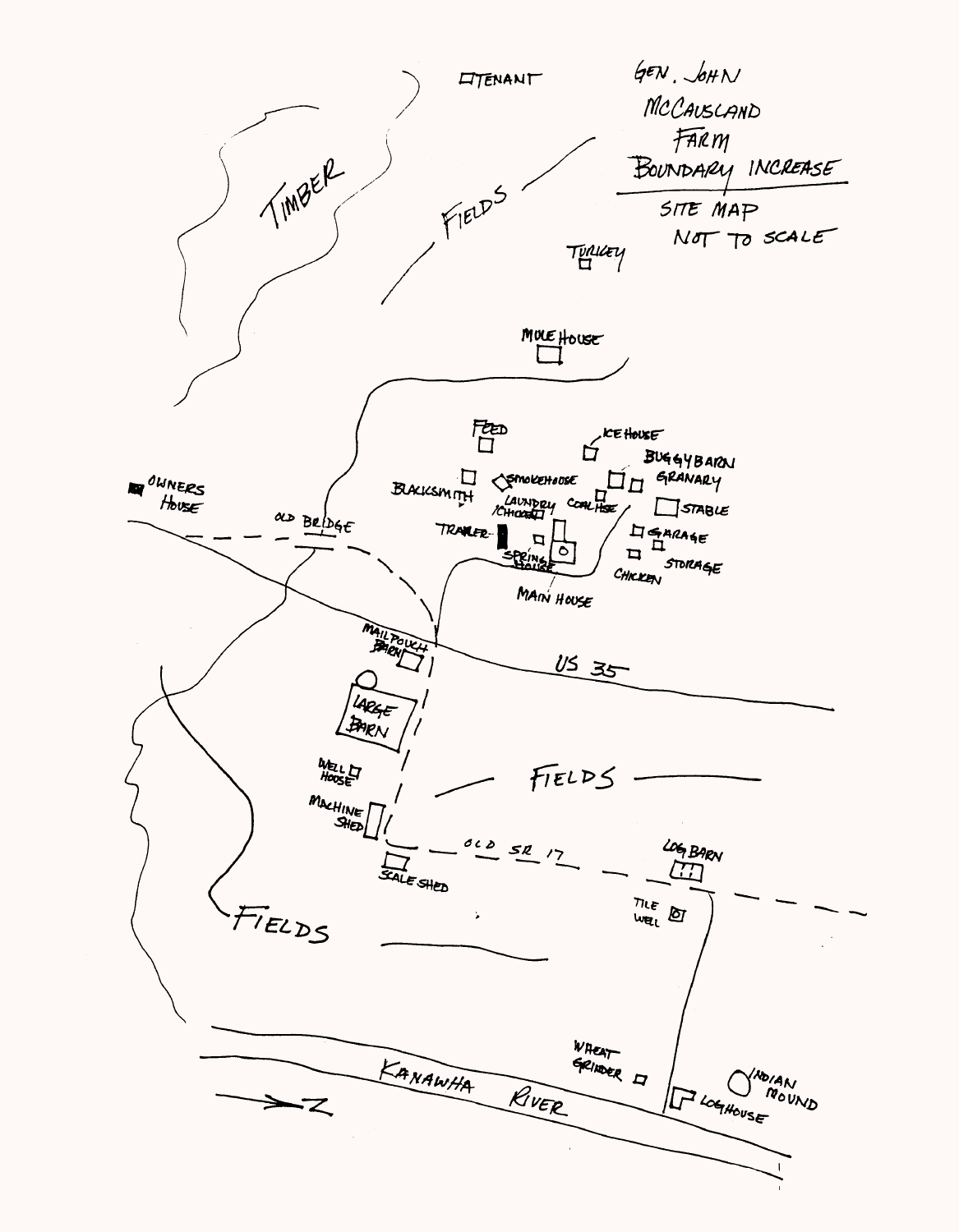GEN. JOHN McCAUSLAND FARM BOUNDARY INCREASE

SITE MAP
NOT TO SCALE

TENANT
TIMBER
FIELDS
TURKEY
MULE HOUSE
FEED
ICE HOUSE
BUGGY BARN
GRANARY
BLACKSMITH
SMOKEHOUSE
LAUNDRY/CHICKEN
COAL HSE
STABLE
OWNERS HOUSE
OLD BRIDGE
TRAILER
SPRING HOUSE
GARAGE
STORAGE
CHICKEN
MAIN HOUSE
MAILPOUCH BARN
US 35
LARGE BARN
WELL HOUSE
FIELDS
MACHINE SHED
OLD SR 17
LOG BARN
SCALE SHED
TILE WELL
FIELDS
WHEAT GRINDER
INDIAN MOUND
LOG HOUSE
KANAWHA RIVER
N